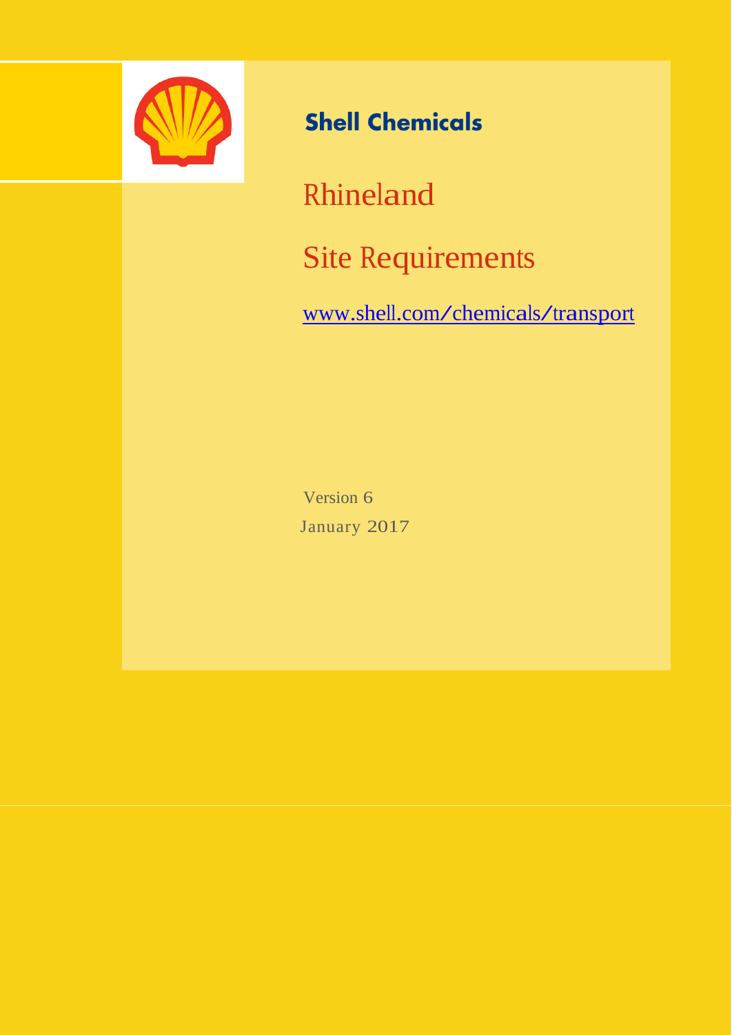**Shell Chemicals**

# Rhineland

# Site Requirements

www.shell.com/chemicals/transport

Version 6

January 2017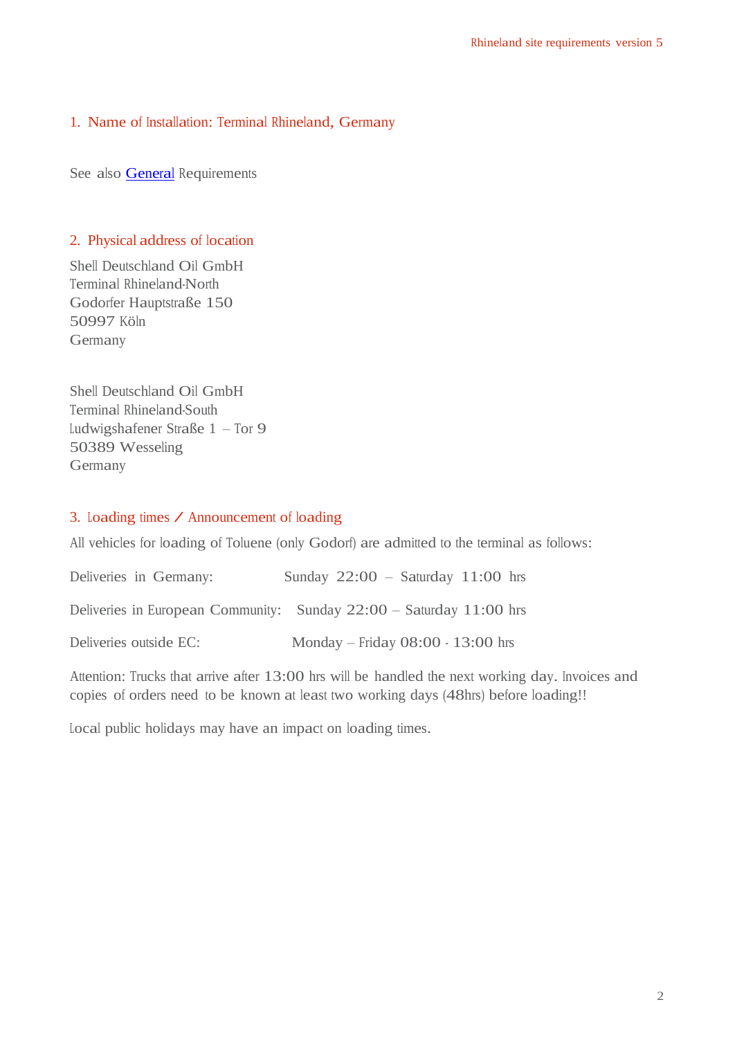## 1. Name of Installation: Terminal Rhineland, Germany

See also [General](#) Requirements

## 2. Physical address of location

Shell Deutschland Oil GmbH  
Terminal Rhineland-North  
Godorfer Hauptstraße 150  
50997 Köln  
Germany

Shell Deutschland Oil GmbH  
Terminal Rhineland-South  
Ludwigshafener Straße 1 – Tor 9  
50389 Wesseling  
Germany

## 3. Loading times / Announcement of loading

All vehicles for loading of Toluene (only Godorf) are admitted to the terminal as follows:

Deliveries in Germany: Sunday 22:00 – Saturday 11:00 hrs

Deliveries in European Community: Sunday 22:00 – Saturday 11:00 hrs

Deliveries outside EC: Monday – Friday 08:00 - 13:00 hrs

Attention: Trucks that arrive after 13:00 hrs will be handled the next working day. Invoices and copies of orders need to be known at least two working days (48hrs) before loading!!

Local public holidays may have an impact on loading times.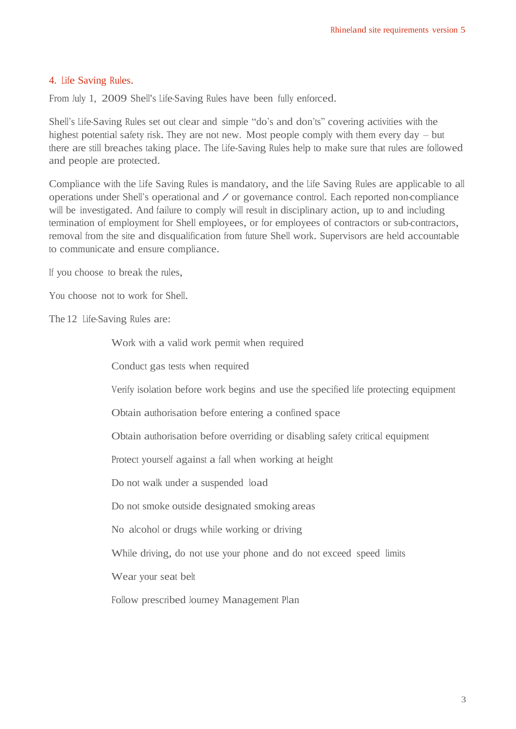## 4. Life Saving Rules.

From July 1, 2009 Shell's Life-Saving Rules have been fully enforced.

Shell's Life-Saving Rules set out clear and simple "do's and don'ts" covering activities with the highest potential safety risk. They are not new. Most people comply with them every day – but there are still breaches taking place. The Life-Saving Rules help to make sure that rules are followed and people are protected.

Compliance with the Life Saving Rules is mandatory, and the Life Saving Rules are applicable to all operations under Shell's operational and / or governance control. Each reported non-compliance will be investigated. And failure to comply will result in disciplinary action, up to and including termination of employment for Shell employees, or for employees of contractors or sub-contractors, removal from the site and disqualification from future Shell work. Supervisors are held accountable to communicate and ensure compliance.

If you choose to break the rules,

You choose not to work for Shell.

The 12 Life-Saving Rules are:

- Work with a valid work permit when required
- Conduct gas tests when required
- Verify isolation before work begins and use the specified life protecting equipment
- Obtain authorisation before entering a confined space
- Obtain authorisation before overriding or disabling safety critical equipment
- Protect yourself against a fall when working at height
- Do not walk under a suspended load
- Do not smoke outside designated smoking areas
- No alcohol or drugs while working or driving
- While driving, do not use your phone and do not exceed speed limits
- Wear your seat belt
- Follow prescribed Journey Management Plan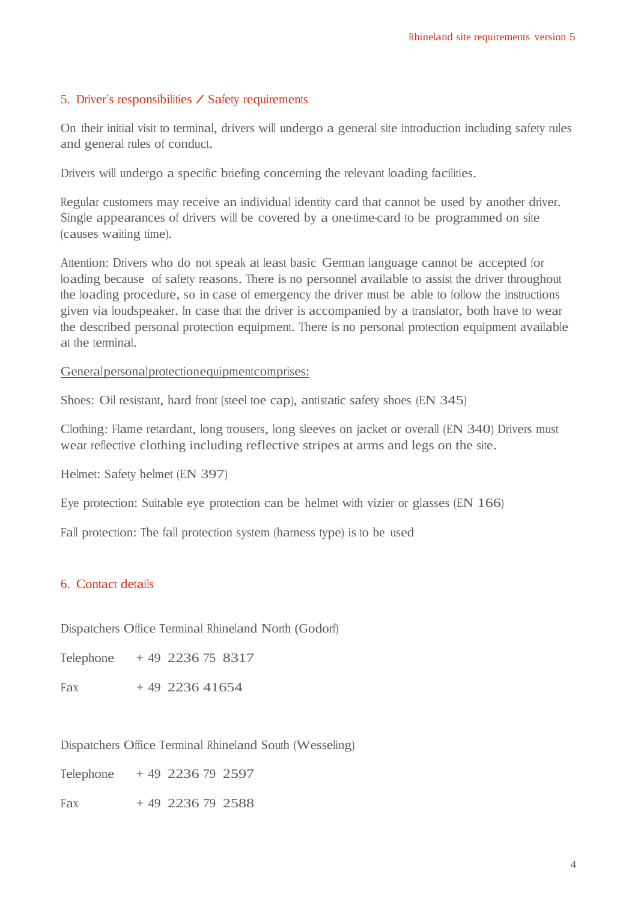## 5. Driver's responsibilities / Safety requirements

On their initial visit to terminal, drivers will undergo a general site introduction including safety rules and general rules of conduct.

Drivers will undergo a specific briefing concerning the relevant loading facilities.

Regular customers may receive an individual identity card that cannot be used by another driver. Single appearances of drivers will be covered by a one-time-card to be programmed on site (causes waiting time).

Attention: Drivers who do not speak at least basic German language cannot be accepted for loading because of safety reasons. There is no personnel available to assist the driver throughout the loading procedure, so in case of emergency the driver must be able to follow the instructions given via loudspeaker. In case that the driver is accompanied by a translator, both have to wear the described personal protection equipment. There is no personal protection equipment available at the terminal.

General personal protection equipment comprises:

Shoes: Oil resistant, hard front (steel toe cap), antistatic safety shoes (EN 345)

Clothing: Flame retardant, long trousers, long sleeves on jacket or overall (EN 340) Drivers must wear reflective clothing including reflective stripes at arms and legs on the site.

Helmet: Safety helmet (EN 397)

Eye protection: Suitable eye protection can be helmet with vizier or glasses (EN 166)

Fall protection: The fall protection system (harness type) is to be used

## 6. Contact details

Dispatchers Office Terminal Rhineland North (Godorf)

Telephone + 49 2236 75 8317

Fax + 49 2236 41654

Dispatchers Office Terminal Rhineland South (Wesseling)

Telephone + 49 2236 79 2597

Fax + 49 2236 79 2588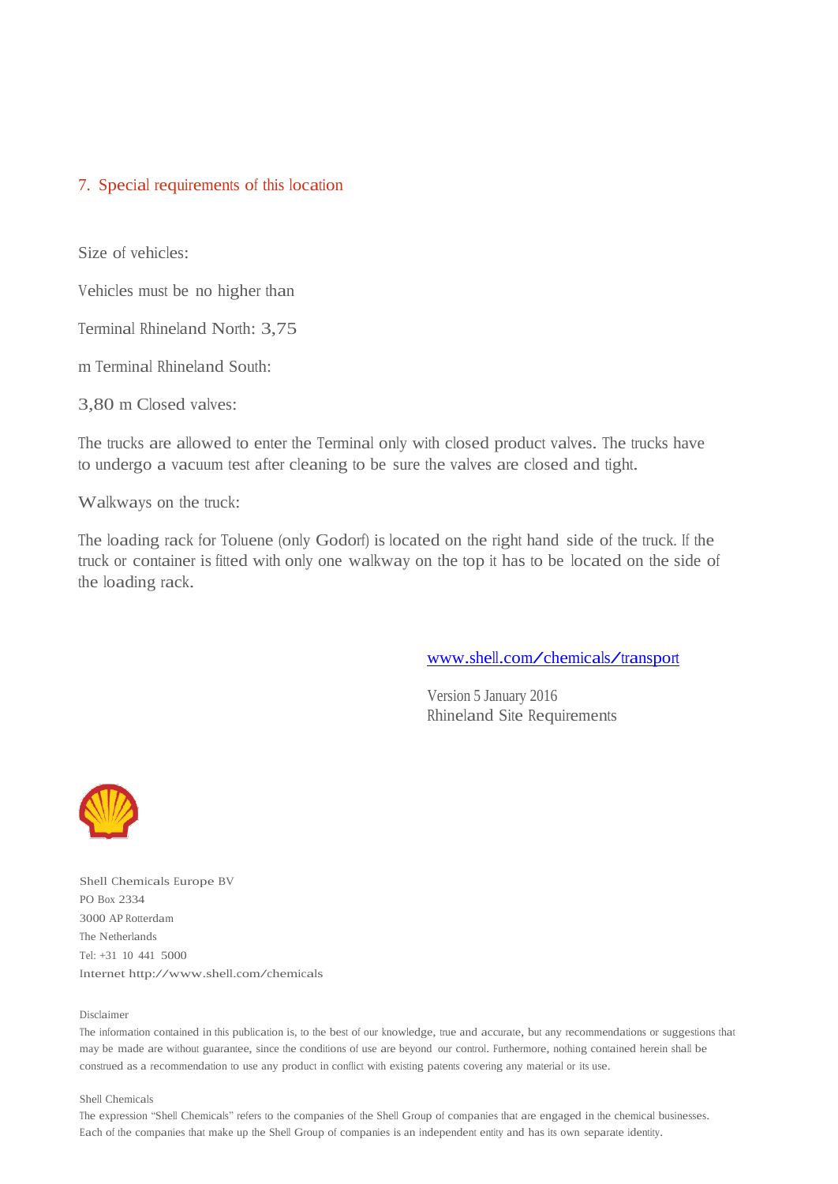## 7. Special requirements of this location

Size of vehicles:

Vehicles must be no higher than

Terminal Rhineland North: 3,75

m Terminal Rhineland South:

3,80 m Closed valves:

The trucks are allowed to enter the Terminal only with closed product valves. The trucks have to undergo a vacuum test after cleaning to be sure the valves are closed and tight.

Walkways on the truck:

The loading rack for Toluene (only Godorf) is located on the right hand side of the truck. If the truck or container is fitted with only one walkway on the top it has to be located on the side of the loading rack.

www.shell.com/chemicals/transport

Version 5 January 2016
Rhineland Site Requirements

Shell Chemicals Europe BV
PO Box 2334
3000 AP Rotterdam
The Netherlands
Tel: +31 10 441 5000
Internet http://www.shell.com/chemicals

Disclaimer
The information contained in this publication is, to the best of our knowledge, true and accurate, but any recommendations or suggestions that may be made are without guarantee, since the conditions of use are beyond our control. Furthermore, nothing contained herein shall be construed as a recommendation to use any product in conflict with existing patents covering any material or its use.

Shell Chemicals
The expression "Shell Chemicals" refers to the companies of the Shell Group of companies that are engaged in the chemical businesses. Each of the companies that make up the Shell Group of companies is an independent entity and has its own separate identity.